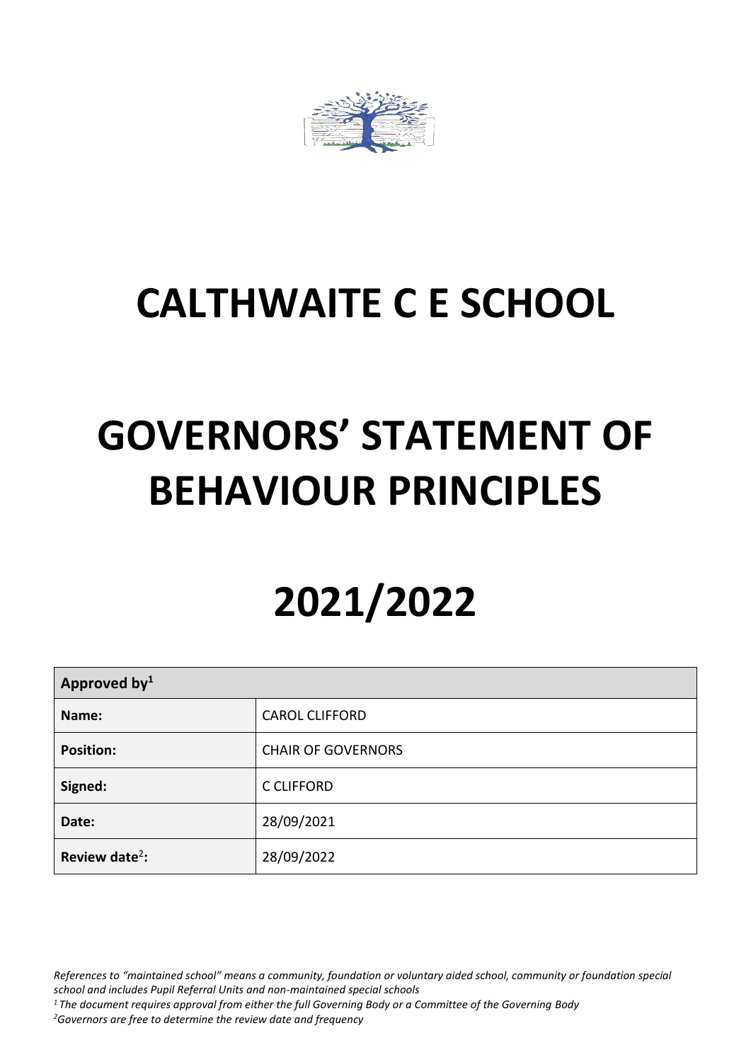# CALTHWAITE C E SCHOOL

# GOVERNORS' STATEMENT OF BEHAVIOUR PRINCIPLES

# 2021/2022

| Approved by[1] | |
|---|---|
| **Name:** | CAROL CLIFFORD |
| **Position:** | CHAIR OF GOVERNORS |
| **Signed:** | C CLIFFORD |
| **Date:** | 28/09/2021 |
| **Review date**[2]**:** | 28/09/2022 |

*References to "maintained school" means a community, foundation or voluntary aided school, community or foundation special school and includes Pupil Referral Units and non-maintained special schools*

*[1] The document requires approval from either the full Governing Body or a Committee of the Governing Body*

*[2] Governors are free to determine the review date and frequency*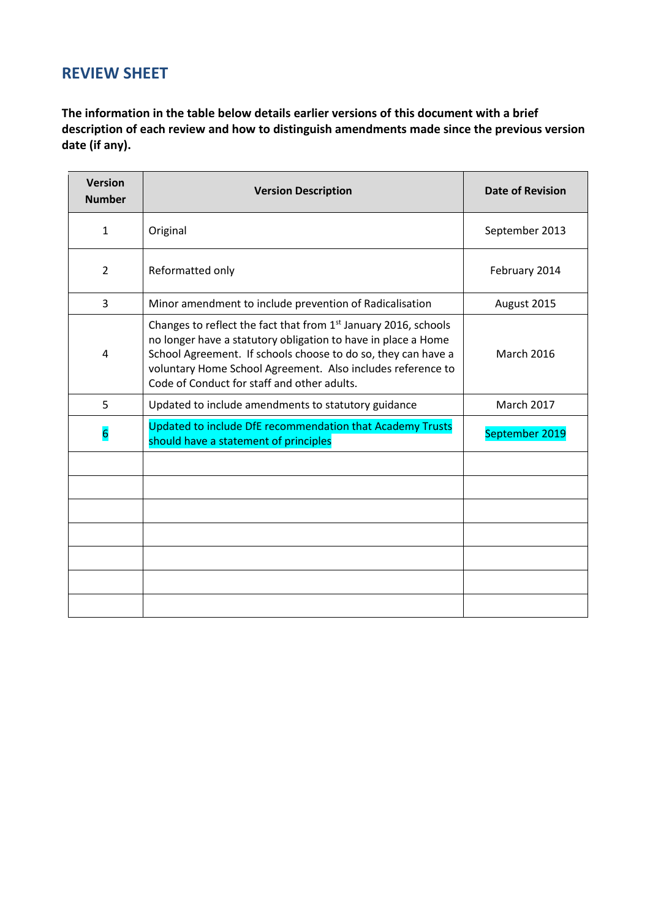## REVIEW SHEET

**The information in the table below details earlier versions of this document with a brief description of each review and how to distinguish amendments made since the previous version date (if any).**

| Version Number | Version Description | Date of Revision |
|---|---|---|
| 1 | Original | September 2013 |
| 2 | Reformatted only | February 2014 |
| 3 | Minor amendment to include prevention of Radicalisation | August 2015 |
| 4 | Changes to reflect the fact that from 1st January 2016, schools no longer have a statutory obligation to have in place a Home School Agreement. If schools choose to do so, they can have a voluntary Home School Agreement. Also includes reference to Code of Conduct for staff and other adults. | March 2016 |
| 5 | Updated to include amendments to statutory guidance | March 2017 |
| 6 | Updated to include DfE recommendation that Academy Trusts should have a statement of principles | September 2019 |
| | | |
| | | |
| | | |
| | | |
| | | |
| | | |
| | | |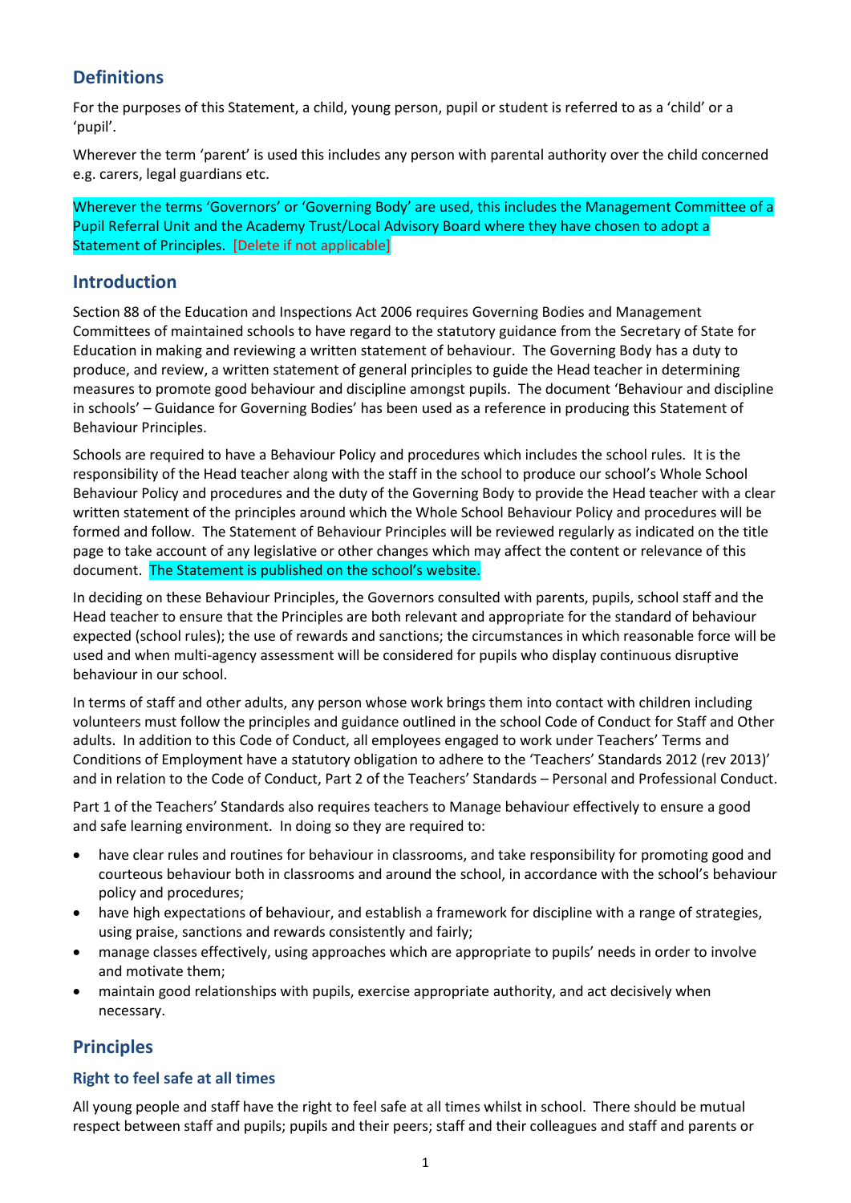## Definitions

For the purposes of this Statement, a child, young person, pupil or student is referred to as a 'child' or a 'pupil'.

Wherever the term 'parent' is used this includes any person with parental authority over the child concerned e.g. carers, legal guardians etc.

Wherever the terms 'Governors' or 'Governing Body' are used, this includes the Management Committee of a Pupil Referral Unit and the Academy Trust/Local Advisory Board where they have chosen to adopt a Statement of Principles. [Delete if not applicable]

## Introduction

Section 88 of the Education and Inspections Act 2006 requires Governing Bodies and Management Committees of maintained schools to have regard to the statutory guidance from the Secretary of State for Education in making and reviewing a written statement of behaviour. The Governing Body has a duty to produce, and review, a written statement of general principles to guide the Head teacher in determining measures to promote good behaviour and discipline amongst pupils. The document 'Behaviour and discipline in schools' – Guidance for Governing Bodies' has been used as a reference in producing this Statement of Behaviour Principles.

Schools are required to have a Behaviour Policy and procedures which includes the school rules. It is the responsibility of the Head teacher along with the staff in the school to produce our school's Whole School Behaviour Policy and procedures and the duty of the Governing Body to provide the Head teacher with a clear written statement of the principles around which the Whole School Behaviour Policy and procedures will be formed and follow. The Statement of Behaviour Principles will be reviewed regularly as indicated on the title page to take account of any legislative or other changes which may affect the content or relevance of this document. The Statement is published on the school's website.

In deciding on these Behaviour Principles, the Governors consulted with parents, pupils, school staff and the Head teacher to ensure that the Principles are both relevant and appropriate for the standard of behaviour expected (school rules); the use of rewards and sanctions; the circumstances in which reasonable force will be used and when multi-agency assessment will be considered for pupils who display continuous disruptive behaviour in our school.

In terms of staff and other adults, any person whose work brings them into contact with children including volunteers must follow the principles and guidance outlined in the school Code of Conduct for Staff and Other adults. In addition to this Code of Conduct, all employees engaged to work under Teachers' Terms and Conditions of Employment have a statutory obligation to adhere to the 'Teachers' Standards 2012 (rev 2013)' and in relation to the Code of Conduct, Part 2 of the Teachers' Standards – Personal and Professional Conduct.

Part 1 of the Teachers' Standards also requires teachers to Manage behaviour effectively to ensure a good and safe learning environment. In doing so they are required to:

- have clear rules and routines for behaviour in classrooms, and take responsibility for promoting good and courteous behaviour both in classrooms and around the school, in accordance with the school's behaviour policy and procedures;
- have high expectations of behaviour, and establish a framework for discipline with a range of strategies, using praise, sanctions and rewards consistently and fairly;
- manage classes effectively, using approaches which are appropriate to pupils' needs in order to involve and motivate them;
- maintain good relationships with pupils, exercise appropriate authority, and act decisively when necessary.

## Principles

### Right to feel safe at all times

All young people and staff have the right to feel safe at all times whilst in school. There should be mutual respect between staff and pupils; pupils and their peers; staff and their colleagues and staff and parents or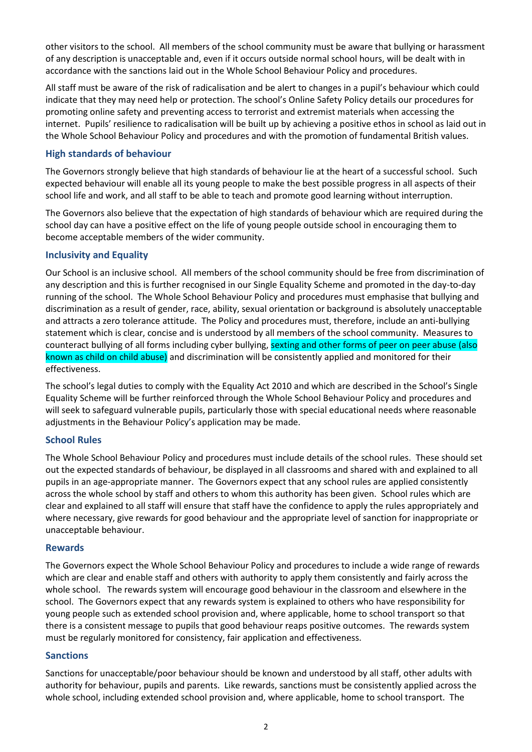other visitors to the school. All members of the school community must be aware that bullying or harassment of any description is unacceptable and, even if it occurs outside normal school hours, will be dealt with in accordance with the sanctions laid out in the Whole School Behaviour Policy and procedures.

All staff must be aware of the risk of radicalisation and be alert to changes in a pupil's behaviour which could indicate that they may need help or protection. The school's Online Safety Policy details our procedures for promoting online safety and preventing access to terrorist and extremist materials when accessing the internet. Pupils' resilience to radicalisation will be built up by achieving a positive ethos in school as laid out in the Whole School Behaviour Policy and procedures and with the promotion of fundamental British values.

### High standards of behaviour

The Governors strongly believe that high standards of behaviour lie at the heart of a successful school. Such expected behaviour will enable all its young people to make the best possible progress in all aspects of their school life and work, and all staff to be able to teach and promote good learning without interruption.

The Governors also believe that the expectation of high standards of behaviour which are required during the school day can have a positive effect on the life of young people outside school in encouraging them to become acceptable members of the wider community.

### Inclusivity and Equality

Our School is an inclusive school. All members of the school community should be free from discrimination of any description and this is further recognised in our Single Equality Scheme and promoted in the day-to-day running of the school. The Whole School Behaviour Policy and procedures must emphasise that bullying and discrimination as a result of gender, race, ability, sexual orientation or background is absolutely unacceptable and attracts a zero tolerance attitude. The Policy and procedures must, therefore, include an anti-bullying statement which is clear, concise and is understood by all members of the school community. Measures to counteract bullying of all forms including cyber bullying, sexting and other forms of peer on peer abuse (also known as child on child abuse) and discrimination will be consistently applied and monitored for their effectiveness.

The school's legal duties to comply with the Equality Act 2010 and which are described in the School's Single Equality Scheme will be further reinforced through the Whole School Behaviour Policy and procedures and will seek to safeguard vulnerable pupils, particularly those with special educational needs where reasonable adjustments in the Behaviour Policy's application may be made.

### School Rules

The Whole School Behaviour Policy and procedures must include details of the school rules. These should set out the expected standards of behaviour, be displayed in all classrooms and shared with and explained to all pupils in an age-appropriate manner. The Governors expect that any school rules are applied consistently across the whole school by staff and others to whom this authority has been given. School rules which are clear and explained to all staff will ensure that staff have the confidence to apply the rules appropriately and where necessary, give rewards for good behaviour and the appropriate level of sanction for inappropriate or unacceptable behaviour.

### Rewards

The Governors expect the Whole School Behaviour Policy and procedures to include a wide range of rewards which are clear and enable staff and others with authority to apply them consistently and fairly across the whole school. The rewards system will encourage good behaviour in the classroom and elsewhere in the school. The Governors expect that any rewards system is explained to others who have responsibility for young people such as extended school provision and, where applicable, home to school transport so that there is a consistent message to pupils that good behaviour reaps positive outcomes. The rewards system must be regularly monitored for consistency, fair application and effectiveness.

### Sanctions

Sanctions for unacceptable/poor behaviour should be known and understood by all staff, other adults with authority for behaviour, pupils and parents. Like rewards, sanctions must be consistently applied across the whole school, including extended school provision and, where applicable, home to school transport. The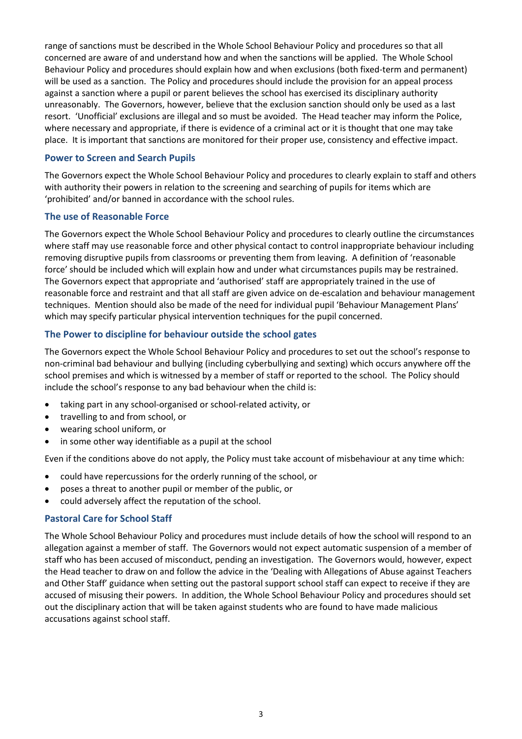range of sanctions must be described in the Whole School Behaviour Policy and procedures so that all concerned are aware of and understand how and when the sanctions will be applied. The Whole School Behaviour Policy and procedures should explain how and when exclusions (both fixed-term and permanent) will be used as a sanction. The Policy and procedures should include the provision for an appeal process against a sanction where a pupil or parent believes the school has exercised its disciplinary authority unreasonably. The Governors, however, believe that the exclusion sanction should only be used as a last resort. 'Unofficial' exclusions are illegal and so must be avoided. The Head teacher may inform the Police, where necessary and appropriate, if there is evidence of a criminal act or it is thought that one may take place. It is important that sanctions are monitored for their proper use, consistency and effective impact.

### Power to Screen and Search Pupils

The Governors expect the Whole School Behaviour Policy and procedures to clearly explain to staff and others with authority their powers in relation to the screening and searching of pupils for items which are 'prohibited' and/or banned in accordance with the school rules.

### The use of Reasonable Force

The Governors expect the Whole School Behaviour Policy and procedures to clearly outline the circumstances where staff may use reasonable force and other physical contact to control inappropriate behaviour including removing disruptive pupils from classrooms or preventing them from leaving. A definition of 'reasonable force' should be included which will explain how and under what circumstances pupils may be restrained. The Governors expect that appropriate and 'authorised' staff are appropriately trained in the use of reasonable force and restraint and that all staff are given advice on de-escalation and behaviour management techniques. Mention should also be made of the need for individual pupil 'Behaviour Management Plans' which may specify particular physical intervention techniques for the pupil concerned.

### The Power to discipline for behaviour outside the school gates

The Governors expect the Whole School Behaviour Policy and procedures to set out the school's response to non-criminal bad behaviour and bullying (including cyberbullying and sexting) which occurs anywhere off the school premises and which is witnessed by a member of staff or reported to the school. The Policy should include the school's response to any bad behaviour when the child is:

- taking part in any school-organised or school-related activity, or
- travelling to and from school, or
- wearing school uniform, or
- in some other way identifiable as a pupil at the school

Even if the conditions above do not apply, the Policy must take account of misbehaviour at any time which:

- could have repercussions for the orderly running of the school, or
- poses a threat to another pupil or member of the public, or
- could adversely affect the reputation of the school.

### Pastoral Care for School Staff

The Whole School Behaviour Policy and procedures must include details of how the school will respond to an allegation against a member of staff. The Governors would not expect automatic suspension of a member of staff who has been accused of misconduct, pending an investigation. The Governors would, however, expect the Head teacher to draw on and follow the advice in the 'Dealing with Allegations of Abuse against Teachers and Other Staff' guidance when setting out the pastoral support school staff can expect to receive if they are accused of misusing their powers. In addition, the Whole School Behaviour Policy and procedures should set out the disciplinary action that will be taken against students who are found to have made malicious accusations against school staff.